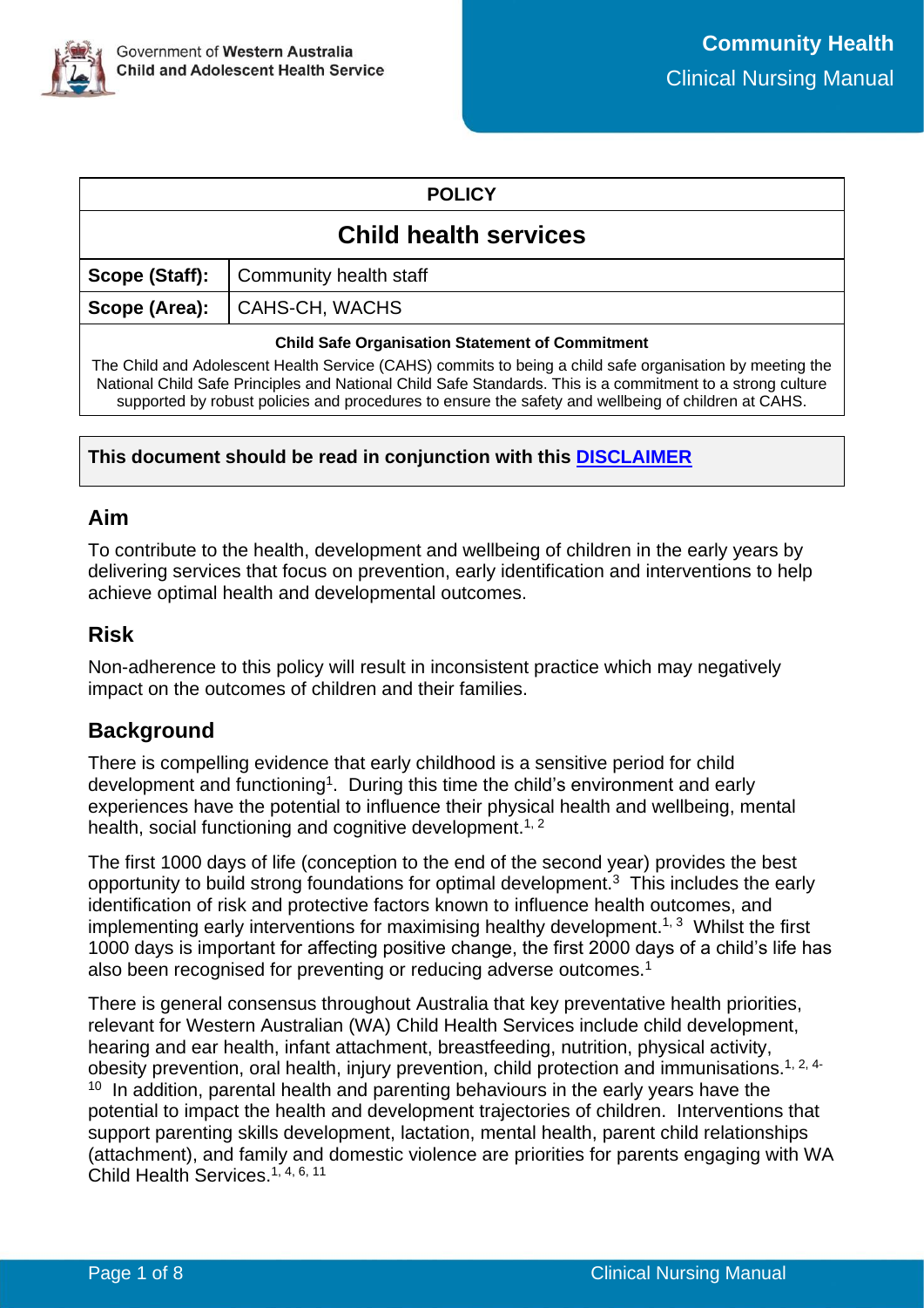Government of Western Australia
Child and Adolescent Health Service

**Community Health**
Clinical Nursing Manual

| POLICY | |
|---|---|
| **Child health services** | |
| **Scope (Staff):** | Community health staff |
| **Scope (Area):** | CAHS-CH, WACHS |

**Child Safe Organisation Statement of Commitment**

The Child and Adolescent Health Service (CAHS) commits to being a child safe organisation by meeting the National Child Safe Principles and National Child Safe Standards. This is a commitment to a strong culture supported by robust policies and procedures to ensure the safety and wellbeing of children at CAHS.

**This document should be read in conjunction with this [DISCLAIMER]**

## Aim

To contribute to the health, development and wellbeing of children in the early years by delivering services that focus on prevention, early identification and interventions to help achieve optimal health and developmental outcomes.

## Risk

Non-adherence to this policy will result in inconsistent practice which may negatively impact on the outcomes of children and their families.

## Background

There is compelling evidence that early childhood is a sensitive period for child development and functioning[1]. During this time the child's environment and early experiences have the potential to influence their physical health and wellbeing, mental health, social functioning and cognitive development.[1, 2]

The first 1000 days of life (conception to the end of the second year) provides the best opportunity to build strong foundations for optimal development.[3] This includes the early identification of risk and protective factors known to influence health outcomes, and implementing early interventions for maximising healthy development.[1, 3] Whilst the first 1000 days is important for affecting positive change, the first 2000 days of a child's life has also been recognised for preventing or reducing adverse outcomes.[1]

There is general consensus throughout Australia that key preventative health priorities, relevant for Western Australian (WA) Child Health Services include child development, hearing and ear health, infant attachment, breastfeeding, nutrition, physical activity, obesity prevention, oral health, injury prevention, child protection and immunisations.[1, 2, 4-10] In addition, parental health and parenting behaviours in the early years have the potential to impact the health and development trajectories of children. Interventions that support parenting skills development, lactation, mental health, parent child relationships (attachment), and family and domestic violence are priorities for parents engaging with WA Child Health Services.[1, 4, 6, 11]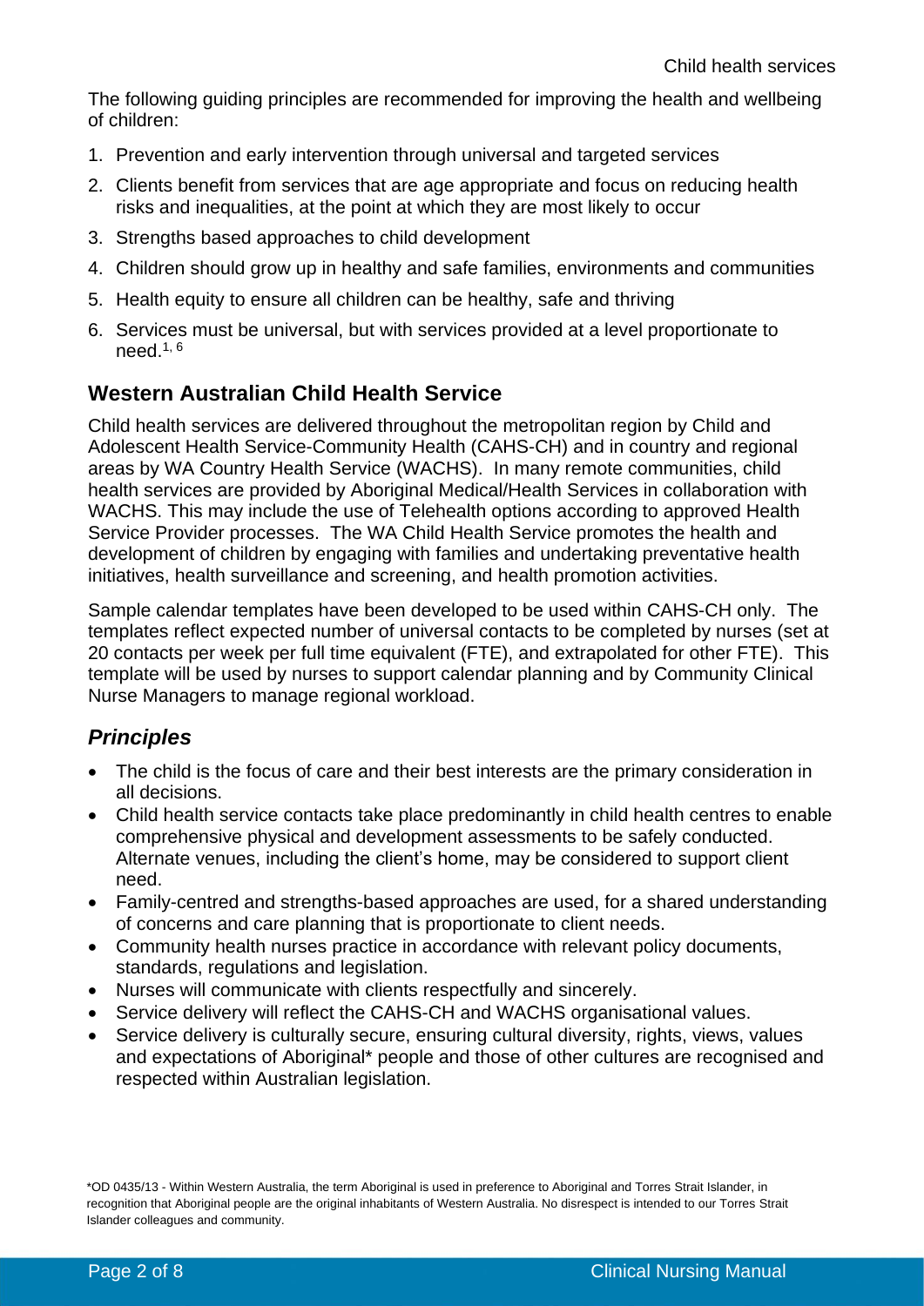The following guiding principles are recommended for improving the health and wellbeing of children:

1. Prevention and early intervention through universal and targeted services
2. Clients benefit from services that are age appropriate and focus on reducing health risks and inequalities, at the point at which they are most likely to occur
3. Strengths based approaches to child development
4. Children should grow up in healthy and safe families, environments and communities
5. Health equity to ensure all children can be healthy, safe and thriving
6. Services must be universal, but with services provided at a level proportionate to need.[1, 6]

## Western Australian Child Health Service

Child health services are delivered throughout the metropolitan region by Child and Adolescent Health Service-Community Health (CAHS-CH) and in country and regional areas by WA Country Health Service (WACHS). In many remote communities, child health services are provided by Aboriginal Medical/Health Services in collaboration with WACHS. This may include the use of Telehealth options according to approved Health Service Provider processes. The WA Child Health Service promotes the health and development of children by engaging with families and undertaking preventative health initiatives, health surveillance and screening, and health promotion activities.

Sample calendar templates have been developed to be used within CAHS-CH only. The templates reflect expected number of universal contacts to be completed by nurses (set at 20 contacts per week per full time equivalent (FTE), and extrapolated for other FTE). This template will be used by nurses to support calendar planning and by Community Clinical Nurse Managers to manage regional workload.

### *Principles*

- The child is the focus of care and their best interests are the primary consideration in all decisions.
- Child health service contacts take place predominantly in child health centres to enable comprehensive physical and development assessments to be safely conducted. Alternate venues, including the client's home, may be considered to support client need.
- Family-centred and strengths-based approaches are used, for a shared understanding of concerns and care planning that is proportionate to client needs.
- Community health nurses practice in accordance with relevant policy documents, standards, regulations and legislation.
- Nurses will communicate with clients respectfully and sincerely.
- Service delivery will reflect the CAHS-CH and WACHS organisational values.
- Service delivery is culturally secure, ensuring cultural diversity, rights, views, values and expectations of Aboriginal* people and those of other cultures are recognised and respected within Australian legislation.

*OD 0435/13 - Within Western Australia, the term Aboriginal is used in preference to Aboriginal and Torres Strait Islander, in recognition that Aboriginal people are the original inhabitants of Western Australia. No disrespect is intended to our Torres Strait Islander colleagues and community.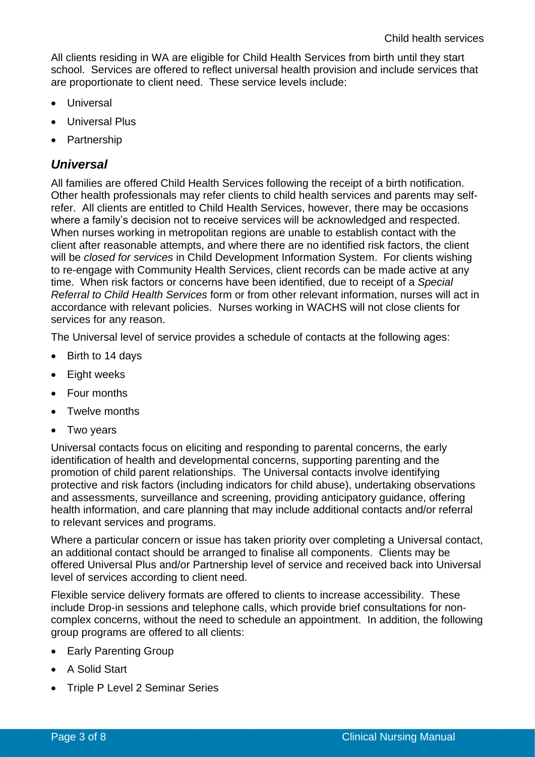All clients residing in WA are eligible for Child Health Services from birth until they start school. Services are offered to reflect universal health provision and include services that are proportionate to client need. These service levels include:

- Universal
- Universal Plus
- Partnership

## *Universal*

All families are offered Child Health Services following the receipt of a birth notification. Other health professionals may refer clients to child health services and parents may self-refer. All clients are entitled to Child Health Services, however, there may be occasions where a family's decision not to receive services will be acknowledged and respected. When nurses working in metropolitan regions are unable to establish contact with the client after reasonable attempts, and where there are no identified risk factors, the client will be *closed for services* in Child Development Information System. For clients wishing to re-engage with Community Health Services, client records can be made active at any time. When risk factors or concerns have been identified, due to receipt of a *Special Referral to Child Health Services* form or from other relevant information, nurses will act in accordance with relevant policies. Nurses working in WACHS will not close clients for services for any reason.

The Universal level of service provides a schedule of contacts at the following ages:

- Birth to 14 days
- Eight weeks
- Four months
- Twelve months
- Two years

Universal contacts focus on eliciting and responding to parental concerns, the early identification of health and developmental concerns, supporting parenting and the promotion of child parent relationships. The Universal contacts involve identifying protective and risk factors (including indicators for child abuse), undertaking observations and assessments, surveillance and screening, providing anticipatory guidance, offering health information, and care planning that may include additional contacts and/or referral to relevant services and programs.

Where a particular concern or issue has taken priority over completing a Universal contact, an additional contact should be arranged to finalise all components. Clients may be offered Universal Plus and/or Partnership level of service and received back into Universal level of services according to client need.

Flexible service delivery formats are offered to clients to increase accessibility. These include Drop-in sessions and telephone calls, which provide brief consultations for non-complex concerns, without the need to schedule an appointment. In addition, the following group programs are offered to all clients:

- Early Parenting Group
- A Solid Start
- Triple P Level 2 Seminar Series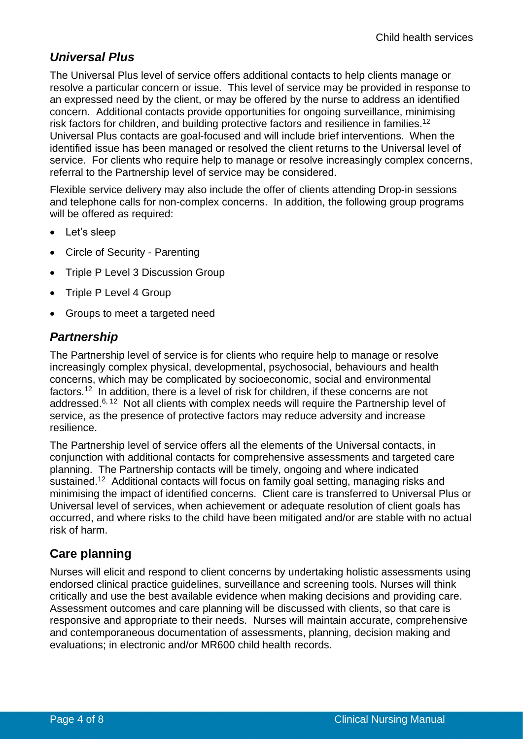### *Universal Plus*

The Universal Plus level of service offers additional contacts to help clients manage or resolve a particular concern or issue. This level of service may be provided in response to an expressed need by the client, or may be offered by the nurse to address an identified concern. Additional contacts provide opportunities for ongoing surveillance, minimising risk factors for children, and building protective factors and resilience in families.[12] Universal Plus contacts are goal-focused and will include brief interventions. When the identified issue has been managed or resolved the client returns to the Universal level of service. For clients who require help to manage or resolve increasingly complex concerns, referral to the Partnership level of service may be considered.

Flexible service delivery may also include the offer of clients attending Drop-in sessions and telephone calls for non-complex concerns. In addition, the following group programs will be offered as required:

- Let's sleep
- Circle of Security - Parenting
- Triple P Level 3 Discussion Group
- Triple P Level 4 Group
- Groups to meet a targeted need

### *Partnership*

The Partnership level of service is for clients who require help to manage or resolve increasingly complex physical, developmental, psychosocial, behaviours and health concerns, which may be complicated by socioeconomic, social and environmental factors.[12] In addition, there is a level of risk for children, if these concerns are not addressed.[6, 12] Not all clients with complex needs will require the Partnership level of service, as the presence of protective factors may reduce adversity and increase resilience.

The Partnership level of service offers all the elements of the Universal contacts, in conjunction with additional contacts for comprehensive assessments and targeted care planning. The Partnership contacts will be timely, ongoing and where indicated sustained.[12] Additional contacts will focus on family goal setting, managing risks and minimising the impact of identified concerns. Client care is transferred to Universal Plus or Universal level of services, when achievement or adequate resolution of client goals has occurred, and where risks to the child have been mitigated and/or are stable with no actual risk of harm.

## Care planning

Nurses will elicit and respond to client concerns by undertaking holistic assessments using endorsed clinical practice guidelines, surveillance and screening tools. Nurses will think critically and use the best available evidence when making decisions and providing care. Assessment outcomes and care planning will be discussed with clients, so that care is responsive and appropriate to their needs. Nurses will maintain accurate, comprehensive and contemporaneous documentation of assessments, planning, decision making and evaluations; in electronic and/or MR600 child health records.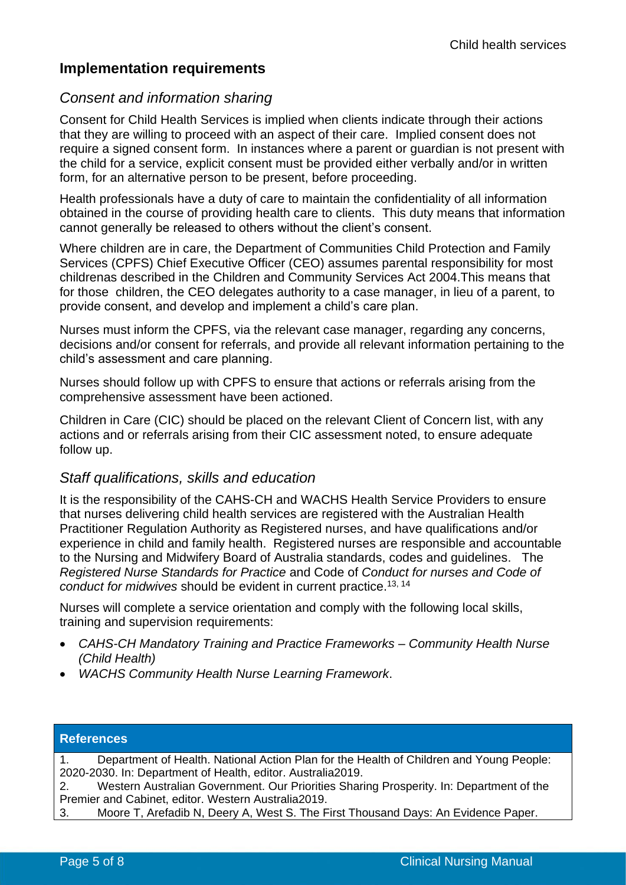## Implementation requirements

### *Consent and information sharing*

Consent for Child Health Services is implied when clients indicate through their actions that they are willing to proceed with an aspect of their care. Implied consent does not require a signed consent form. In instances where a parent or guardian is not present with the child for a service, explicit consent must be provided either verbally and/or in written form, for an alternative person to be present, before proceeding.

Health professionals have a duty of care to maintain the confidentiality of all information obtained in the course of providing health care to clients. This duty means that information cannot generally be released to others without the client's consent.

Where children are in care, the Department of Communities Child Protection and Family Services (CPFS) Chief Executive Officer (CEO) assumes parental responsibility for most childrenas described in the Children and Community Services Act 2004.This means that for those children, the CEO delegates authority to a case manager, in lieu of a parent, to provide consent, and develop and implement a child's care plan.

Nurses must inform the CPFS, via the relevant case manager, regarding any concerns, decisions and/or consent for referrals, and provide all relevant information pertaining to the child's assessment and care planning.

Nurses should follow up with CPFS to ensure that actions or referrals arising from the comprehensive assessment have been actioned.

Children in Care (CIC) should be placed on the relevant Client of Concern list, with any actions and or referrals arising from their CIC assessment noted, to ensure adequate follow up.

### *Staff qualifications, skills and education*

It is the responsibility of the CAHS-CH and WACHS Health Service Providers to ensure that nurses delivering child health services are registered with the Australian Health Practitioner Regulation Authority as Registered nurses, and have qualifications and/or experience in child and family health. Registered nurses are responsible and accountable to the Nursing and Midwifery Board of Australia standards, codes and guidelines. The *Registered Nurse Standards for Practice* and Code of *Conduct for nurses and Code of conduct for midwives* should be evident in current practice.[13, 14]

Nurses will complete a service orientation and comply with the following local skills, training and supervision requirements:

- *CAHS-CH Mandatory Training and Practice Frameworks – Community Health Nurse (Child Health)*
- *WACHS Community Health Nurse Learning Framework*.

**References**

1. Department of Health. National Action Plan for the Health of Children and Young People: 2020-2030. In: Department of Health, editor. Australia2019.
2. Western Australian Government. Our Priorities Sharing Prosperity. In: Department of the Premier and Cabinet, editor. Western Australia2019.
3. Moore T, Arefadib N, Deery A, West S. The First Thousand Days: An Evidence Paper.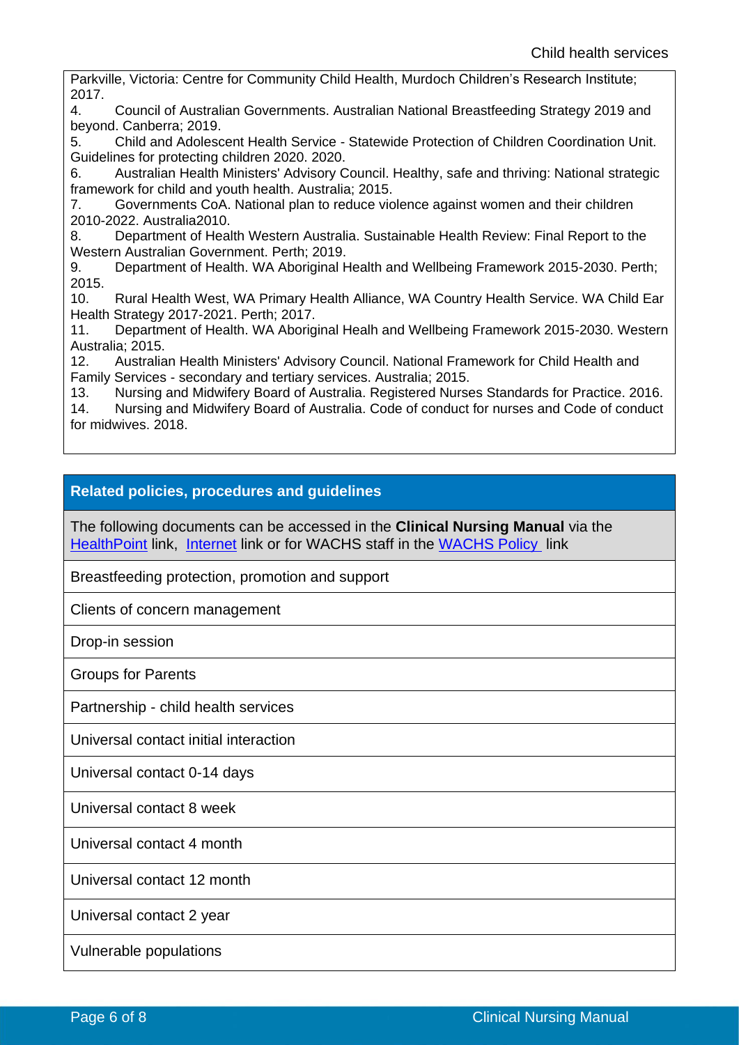Parkville, Victoria: Centre for Community Child Health, Murdoch Children's Research Institute; 2017.

4. Council of Australian Governments. Australian National Breastfeeding Strategy 2019 and beyond. Canberra; 2019.
5. Child and Adolescent Health Service - Statewide Protection of Children Coordination Unit. Guidelines for protecting children 2020. 2020.
6. Australian Health Ministers' Advisory Council. Healthy, safe and thriving: National strategic framework for child and youth health. Australia; 2015.
7. Governments CoA. National plan to reduce violence against women and their children 2010-2022. Australia2010.
8. Department of Health Western Australia. Sustainable Health Review: Final Report to the Western Australian Government. Perth; 2019.
9. Department of Health. WA Aboriginal Health and Wellbeing Framework 2015-2030. Perth; 2015.
10. Rural Health West, WA Primary Health Alliance, WA Country Health Service. WA Child Ear Health Strategy 2017-2021. Perth; 2017.
11. Department of Health. WA Aboriginal Healh and Wellbeing Framework 2015-2030. Western Australia; 2015.
12. Australian Health Ministers' Advisory Council. National Framework for Child Health and Family Services - secondary and tertiary services. Australia; 2015.
13. Nursing and Midwifery Board of Australia. Registered Nurses Standards for Practice. 2016.
14. Nursing and Midwifery Board of Australia. Code of conduct for nurses and Code of conduct for midwives. 2018.

## Related policies, procedures and guidelines

The following documents can be accessed in the **Clinical Nursing Manual** via the HealthPoint link, Internet link or for WACHS staff in the WACHS Policy link

- Breastfeeding protection, promotion and support
- Clients of concern management
- Drop-in session
- Groups for Parents
- Partnership - child health services
- Universal contact initial interaction
- Universal contact 0-14 days
- Universal contact 8 week
- Universal contact 4 month
- Universal contact 12 month
- Universal contact 2 year
- Vulnerable populations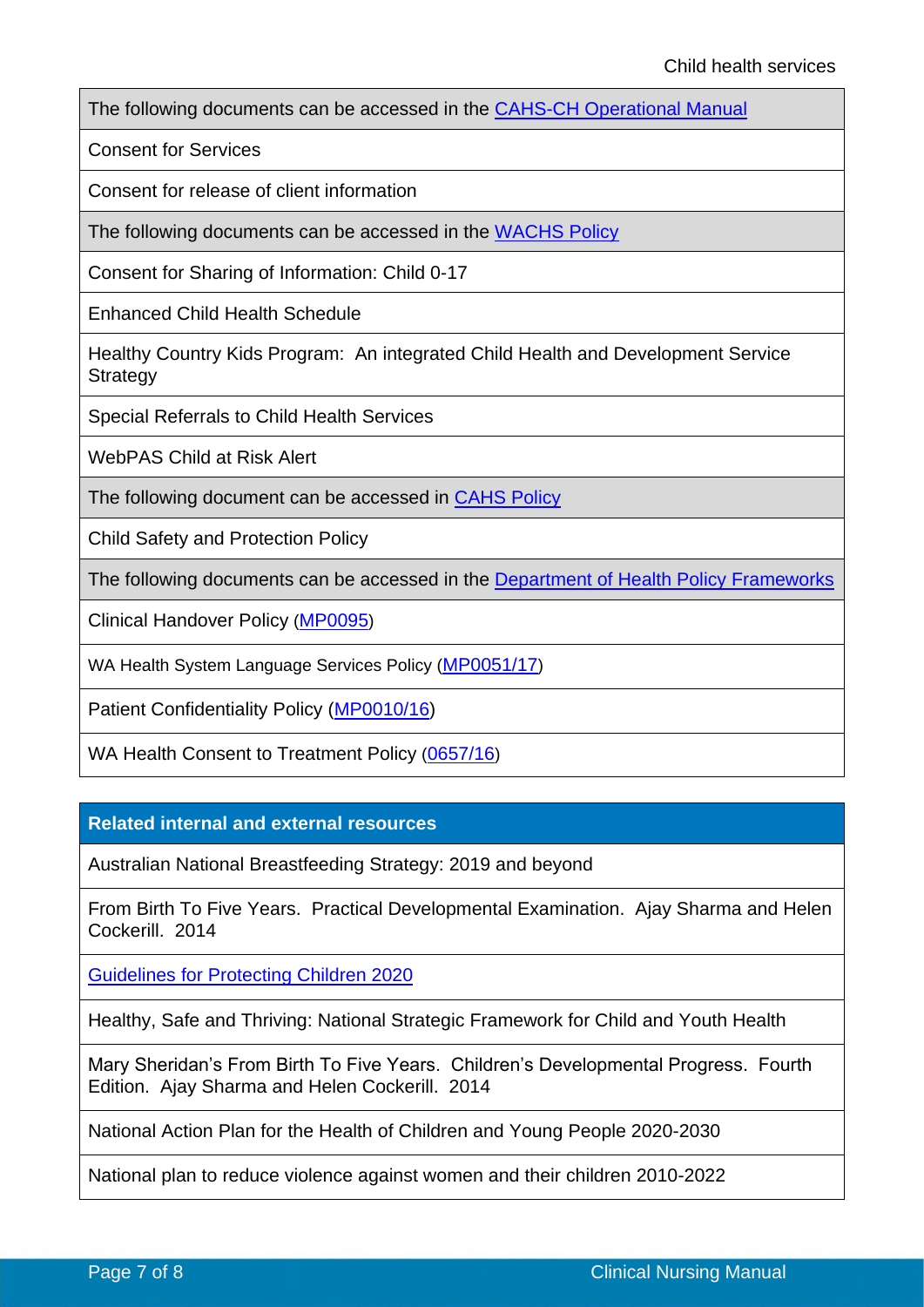| The following documents can be accessed in the [CAHS-CH Operational Manual](#) |
|---|
| Consent for Services |
| Consent for release of client information |
| **The following documents can be accessed in the [WACHS Policy](#)** |
| Consent for Sharing of Information: Child 0-17 |
| Enhanced Child Health Schedule |
| Healthy Country Kids Program: An integrated Child Health and Development Service Strategy |
| Special Referrals to Child Health Services |
| WebPAS Child at Risk Alert |
| **The following document can be accessed in [CAHS Policy](#)** |
| Child Safety and Protection Policy |
| **The following documents can be accessed in the [Department of Health Policy Frameworks](#)** |
| Clinical Handover Policy ([MP0095](#)) |
| WA Health System Language Services Policy ([MP0051/17](#)) |
| Patient Confidentiality Policy ([MP0010/16](#)) |
| WA Health Consent to Treatment Policy ([0657/16](#)) |

| **Related internal and external resources** |
|---|
| Australian National Breastfeeding Strategy: 2019 and beyond |
| From Birth To Five Years. Practical Developmental Examination. Ajay Sharma and Helen Cockerill. 2014 |
| [Guidelines for Protecting Children 2020](#) |
| Healthy, Safe and Thriving: National Strategic Framework for Child and Youth Health |
| Mary Sheridan's From Birth To Five Years. Children's Developmental Progress. Fourth Edition. Ajay Sharma and Helen Cockerill. 2014 |
| National Action Plan for the Health of Children and Young People 2020-2030 |
| National plan to reduce violence against women and their children 2010-2022 |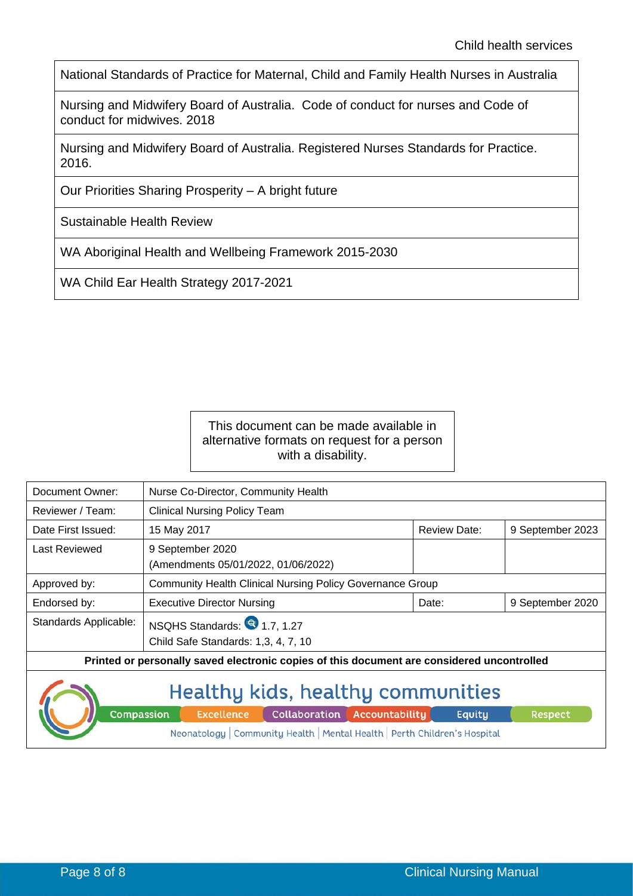| |
|---|
| National Standards of Practice for Maternal, Child and Family Health Nurses in Australia |
| Nursing and Midwifery Board of Australia. Code of conduct for nurses and Code of conduct for midwives. 2018 |
| Nursing and Midwifery Board of Australia. Registered Nurses Standards for Practice. 2016. |
| Our Priorities Sharing Prosperity – A bright future |
| Sustainable Health Review |
| WA Aboriginal Health and Wellbeing Framework 2015-2030 |
| WA Child Ear Health Strategy 2017-2021 |

This document can be made available in alternative formats on request for a person with a disability.

| | | | |
|---|---|---|---|
| Document Owner: | Nurse Co-Director, Community Health | | |
| Reviewer / Team: | Clinical Nursing Policy Team | | |
| Date First Issued: | 15 May 2017 | Review Date: | 9 September 2023 |
| Last Reviewed | 9 September 2020 (Amendments 05/01/2022, 01/06/2022) | | |
| Approved by: | Community Health Clinical Nursing Policy Governance Group | | |
| Endorsed by: | Executive Director Nursing | Date: | 9 September 2020 |
| Standards Applicable: | NSQHS Standards: 1.7, 1.27<br>Child Safe Standards: 1,3, 4, 7, 10 | | |

**Printed or personally saved electronic copies of this document are considered uncontrolled**

Healthy kids, healthy communities

Compassion | Excellence | Collaboration | Accountability | Equity | Respect

Neonatology | Community Health | Mental Health | Perth Children's Hospital